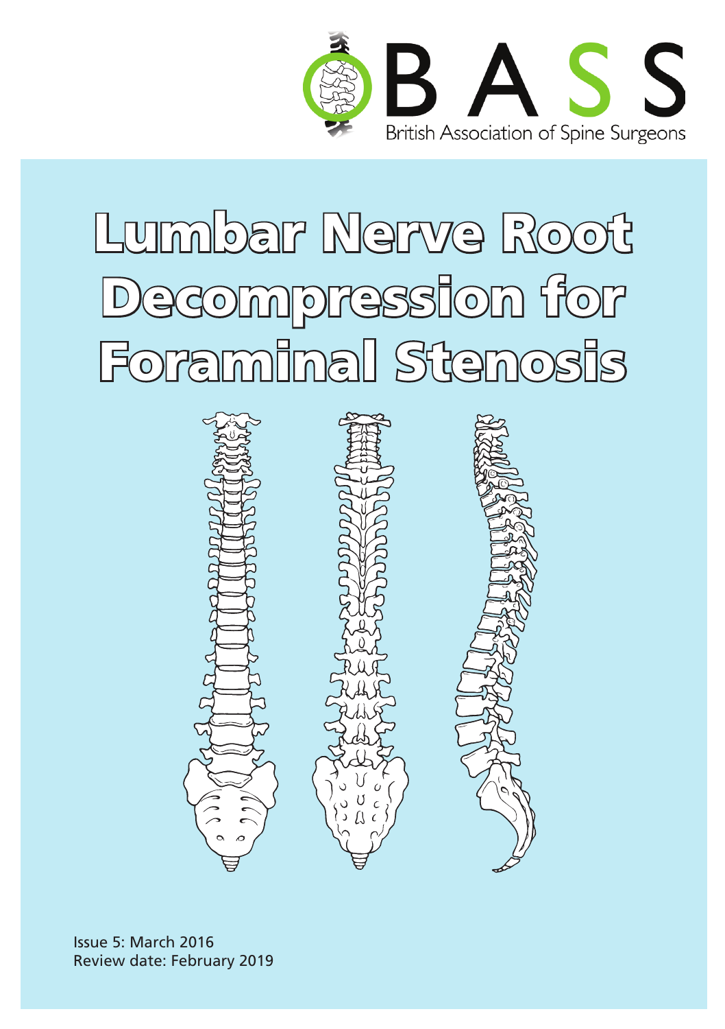BASS

British Association of Spine Surgeons

# Lumbar Nerve Root Decompression for Foraminal Stenosis

Issue 5: March 2016
Review date: February 2019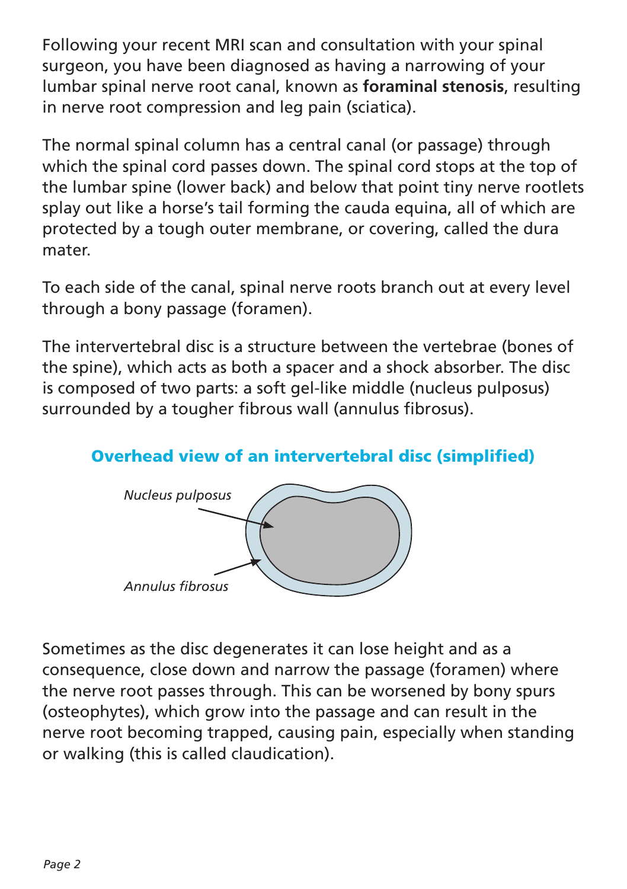Following your recent MRI scan and consultation with your spinal surgeon, you have been diagnosed as having a narrowing of your lumbar spinal nerve root canal, known as **foraminal stenosis**, resulting in nerve root compression and leg pain (sciatica).

The normal spinal column has a central canal (or passage) through which the spinal cord passes down. The spinal cord stops at the top of the lumbar spine (lower back) and below that point tiny nerve rootlets splay out like a horse's tail forming the cauda equina, all of which are protected by a tough outer membrane, or covering, called the dura mater.

To each side of the canal, spinal nerve roots branch out at every level through a bony passage (foramen).

The intervertebral disc is a structure between the vertebrae (bones of the spine), which acts as both a spacer and a shock absorber. The disc is composed of two parts: a soft gel-like middle (nucleus pulposus) surrounded by a tougher fibrous wall (annulus fibrosus).

### Overhead view of an intervertebral disc (simplified)

*Nucleus pulposus*

*Annulus fibrosus*

Sometimes as the disc degenerates it can lose height and as a consequence, close down and narrow the passage (foramen) where the nerve root passes through. This can be worsened by bony spurs (osteophytes), which grow into the passage and can result in the nerve root becoming trapped, causing pain, especially when standing or walking (this is called claudication).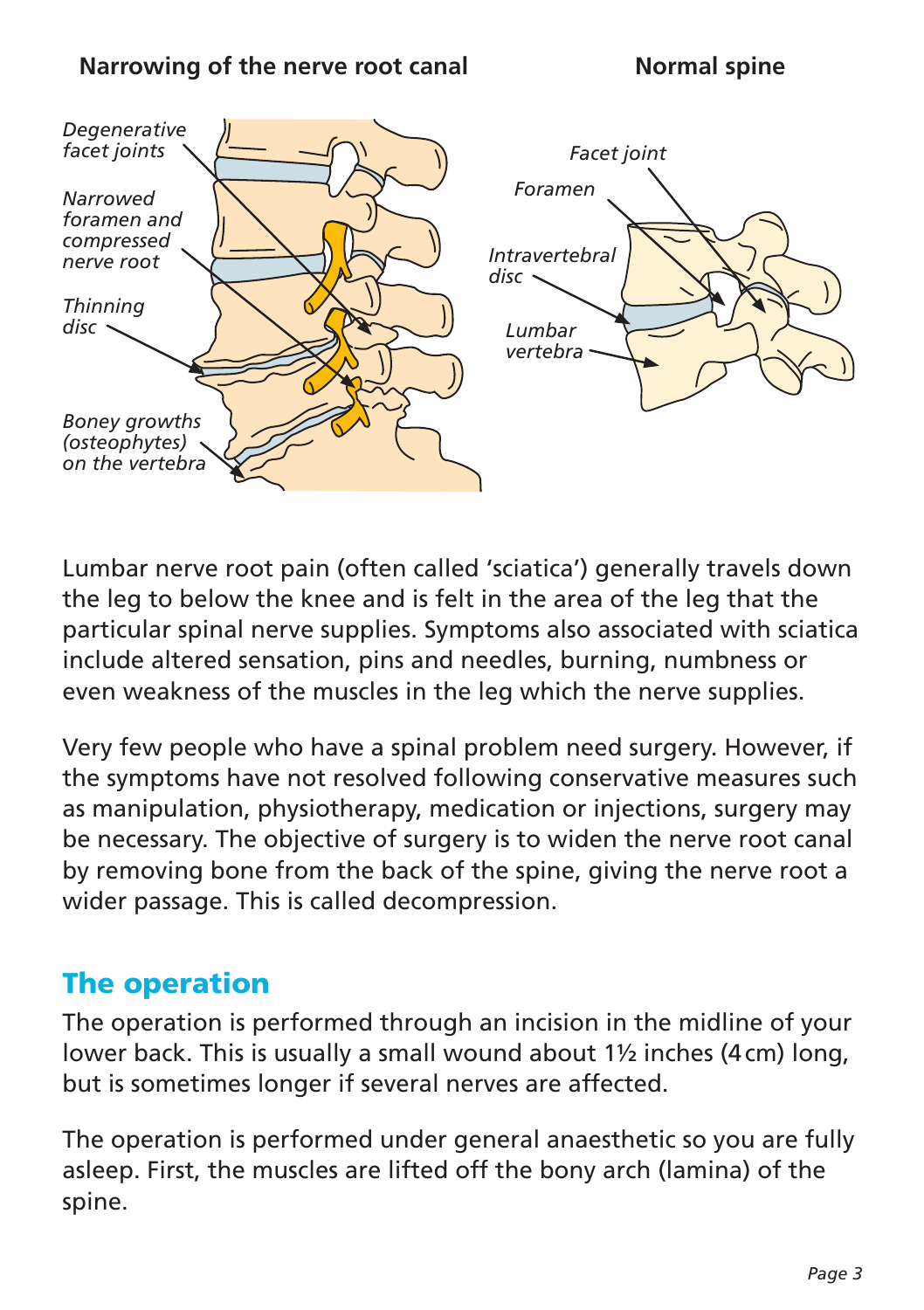**Narrowing of the nerve root canal** | **Normal spine**

*Degenerative facet joints*

*Narrowed foramen and compressed nerve root*

*Thinning disc*

*Boney growths (osteophytes) on the vertebra*

*Facet joint*

*Foramen*

*Intravertebral disc*

*Lumbar vertebra*

Lumbar nerve root pain (often called 'sciatica') generally travels down the leg to below the knee and is felt in the area of the leg that the particular spinal nerve supplies. Symptoms also associated with sciatica include altered sensation, pins and needles, burning, numbness or even weakness of the muscles in the leg which the nerve supplies.

Very few people who have a spinal problem need surgery. However, if the symptoms have not resolved following conservative measures such as manipulation, physiotherapy, medication or injections, surgery may be necessary. The objective of surgery is to widen the nerve root canal by removing bone from the back of the spine, giving the nerve root a wider passage. This is called decompression.

## The operation

The operation is performed through an incision in the midline of your lower back. This is usually a small wound about 1½ inches (4 cm) long, but is sometimes longer if several nerves are affected.

The operation is performed under general anaesthetic so you are fully asleep. First, the muscles are lifted off the bony arch (lamina) of the spine.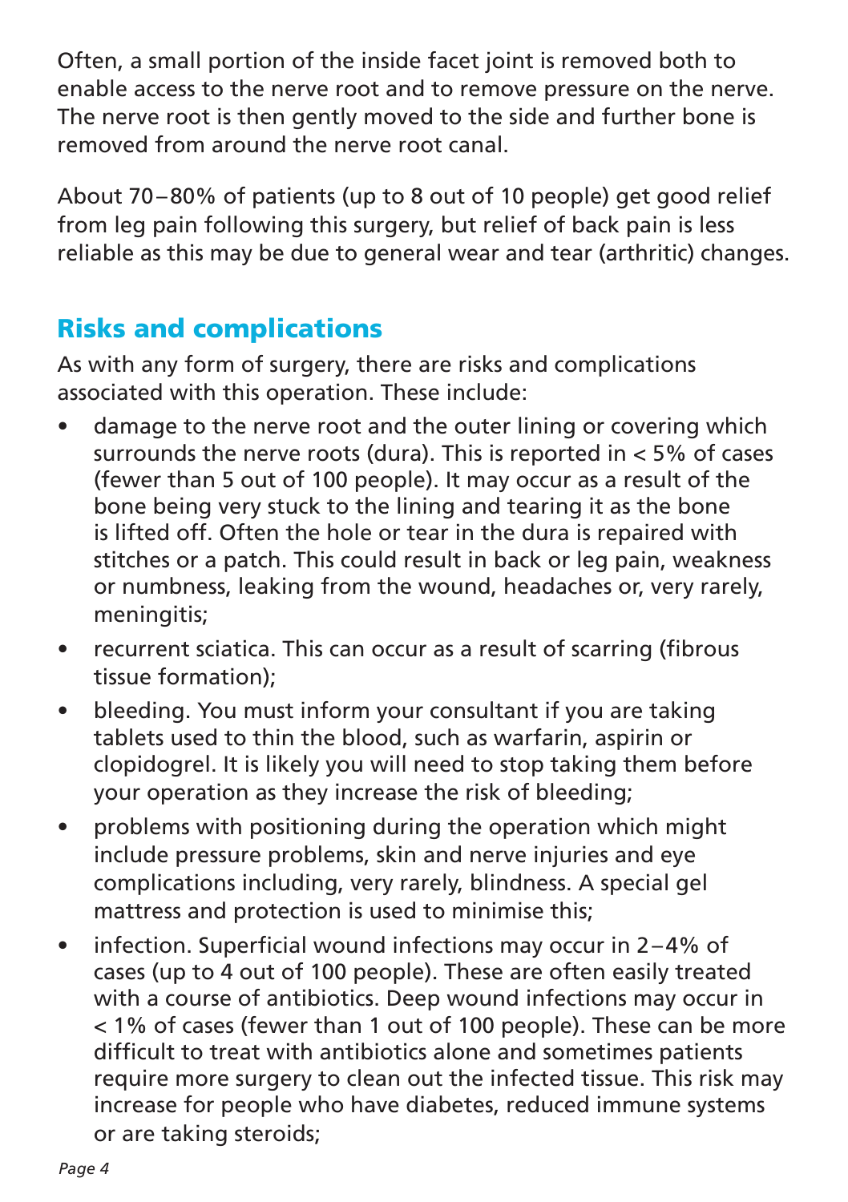Often, a small portion of the inside facet joint is removed both to enable access to the nerve root and to remove pressure on the nerve. The nerve root is then gently moved to the side and further bone is removed from around the nerve root canal.

About 70–80% of patients (up to 8 out of 10 people) get good relief from leg pain following this surgery, but relief of back pain is less reliable as this may be due to general wear and tear (arthritic) changes.

## Risks and complications

As with any form of surgery, there are risks and complications associated with this operation. These include:

- damage to the nerve root and the outer lining or covering which surrounds the nerve roots (dura). This is reported in < 5% of cases (fewer than 5 out of 100 people). It may occur as a result of the bone being very stuck to the lining and tearing it as the bone is lifted off. Often the hole or tear in the dura is repaired with stitches or a patch. This could result in back or leg pain, weakness or numbness, leaking from the wound, headaches or, very rarely, meningitis;
- recurrent sciatica. This can occur as a result of scarring (fibrous tissue formation);
- bleeding. You must inform your consultant if you are taking tablets used to thin the blood, such as warfarin, aspirin or clopidogrel. It is likely you will need to stop taking them before your operation as they increase the risk of bleeding;
- problems with positioning during the operation which might include pressure problems, skin and nerve injuries and eye complications including, very rarely, blindness. A special gel mattress and protection is used to minimise this;
- infection. Superficial wound infections may occur in 2–4% of cases (up to 4 out of 100 people). These are often easily treated with a course of antibiotics. Deep wound infections may occur in < 1% of cases (fewer than 1 out of 100 people). These can be more difficult to treat with antibiotics alone and sometimes patients require more surgery to clean out the infected tissue. This risk may increase for people who have diabetes, reduced immune systems or are taking steroids;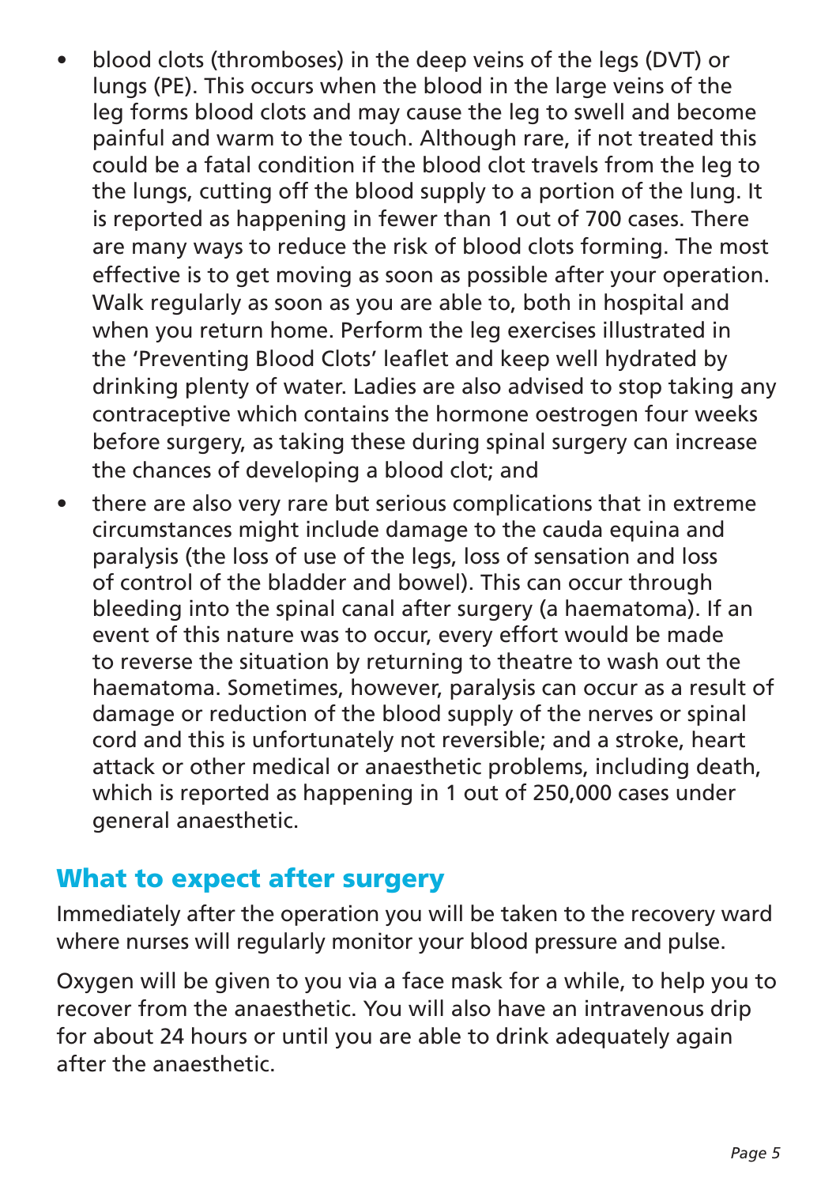- blood clots (thromboses) in the deep veins of the legs (DVT) or lungs (PE). This occurs when the blood in the large veins of the leg forms blood clots and may cause the leg to swell and become painful and warm to the touch. Although rare, if not treated this could be a fatal condition if the blood clot travels from the leg to the lungs, cutting off the blood supply to a portion of the lung. It is reported as happening in fewer than 1 out of 700 cases. There are many ways to reduce the risk of blood clots forming. The most effective is to get moving as soon as possible after your operation. Walk regularly as soon as you are able to, both in hospital and when you return home. Perform the leg exercises illustrated in the 'Preventing Blood Clots' leaflet and keep well hydrated by drinking plenty of water. Ladies are also advised to stop taking any contraceptive which contains the hormone oestrogen four weeks before surgery, as taking these during spinal surgery can increase the chances of developing a blood clot; and
- there are also very rare but serious complications that in extreme circumstances might include damage to the cauda equina and paralysis (the loss of use of the legs, loss of sensation and loss of control of the bladder and bowel). This can occur through bleeding into the spinal canal after surgery (a haematoma). If an event of this nature was to occur, every effort would be made to reverse the situation by returning to theatre to wash out the haematoma. Sometimes, however, paralysis can occur as a result of damage or reduction of the blood supply of the nerves or spinal cord and this is unfortunately not reversible; and a stroke, heart attack or other medical or anaesthetic problems, including death, which is reported as happening in 1 out of 250,000 cases under general anaesthetic.

## What to expect after surgery

Immediately after the operation you will be taken to the recovery ward where nurses will regularly monitor your blood pressure and pulse.

Oxygen will be given to you via a face mask for a while, to help you to recover from the anaesthetic. You will also have an intravenous drip for about 24 hours or until you are able to drink adequately again after the anaesthetic.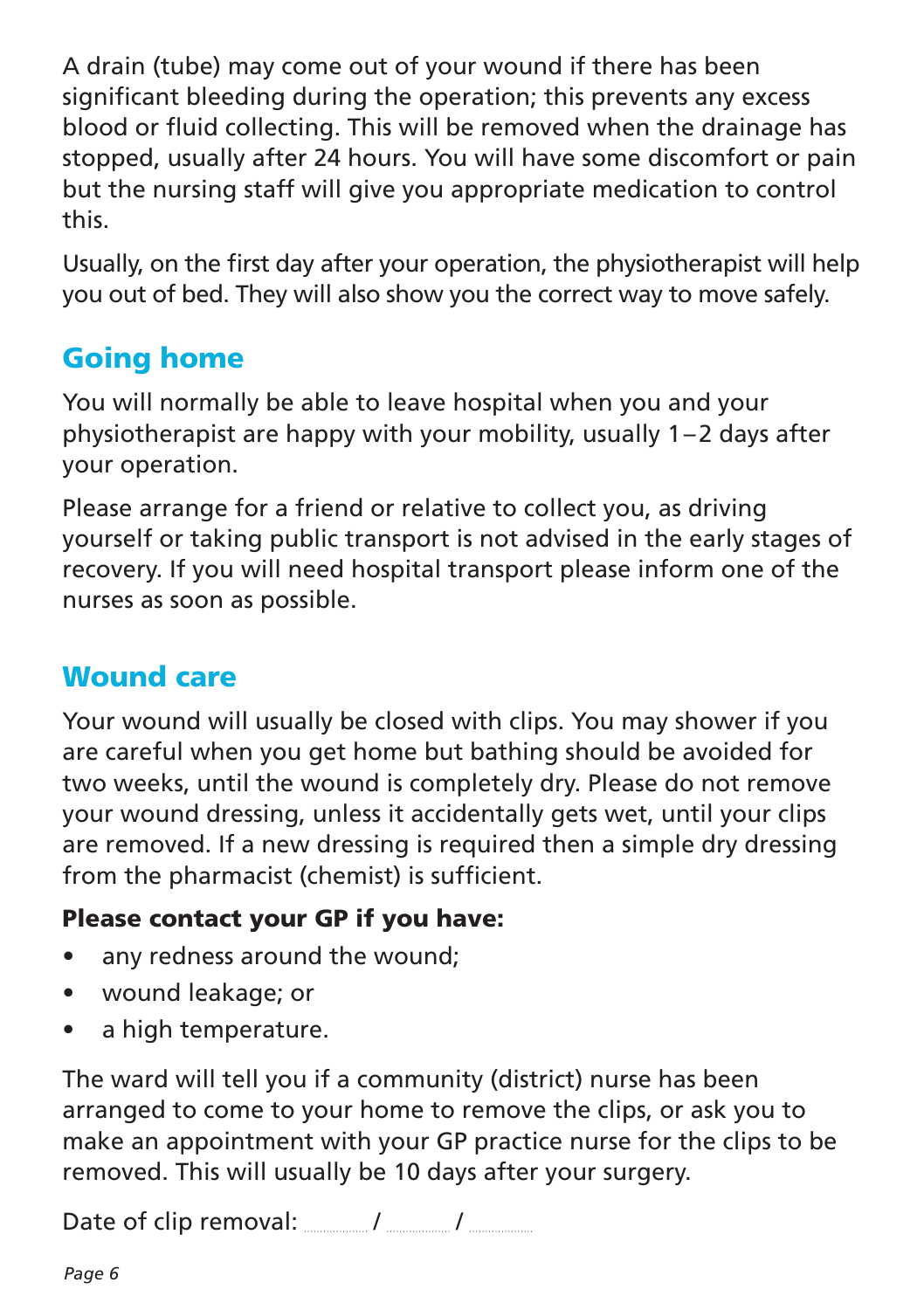A drain (tube) may come out of your wound if there has been significant bleeding during the operation; this prevents any excess blood or fluid collecting. This will be removed when the drainage has stopped, usually after 24 hours. You will have some discomfort or pain but the nursing staff will give you appropriate medication to control this.

Usually, on the first day after your operation, the physiotherapist will help you out of bed. They will also show you the correct way to move safely.

## Going home

You will normally be able to leave hospital when you and your physiotherapist are happy with your mobility, usually 1 – 2 days after your operation.

Please arrange for a friend or relative to collect you, as driving yourself or taking public transport is not advised in the early stages of recovery. If you will need hospital transport please inform one of the nurses as soon as possible.

## Wound care

Your wound will usually be closed with clips. You may shower if you are careful when you get home but bathing should be avoided for two weeks, until the wound is completely dry. Please do not remove your wound dressing, unless it accidentally gets wet, until your clips are removed. If a new dressing is required then a simple dry dressing from the pharmacist (chemist) is sufficient.

**Please contact your GP if you have:**

- any redness around the wound;
- wound leakage; or
- a high temperature.

The ward will tell you if a community (district) nurse has been arranged to come to your home to remove the clips, or ask you to make an appointment with your GP practice nurse for the clips to be removed. This will usually be 10 days after your surgery.

Date of clip removal: ........ / ........ / ........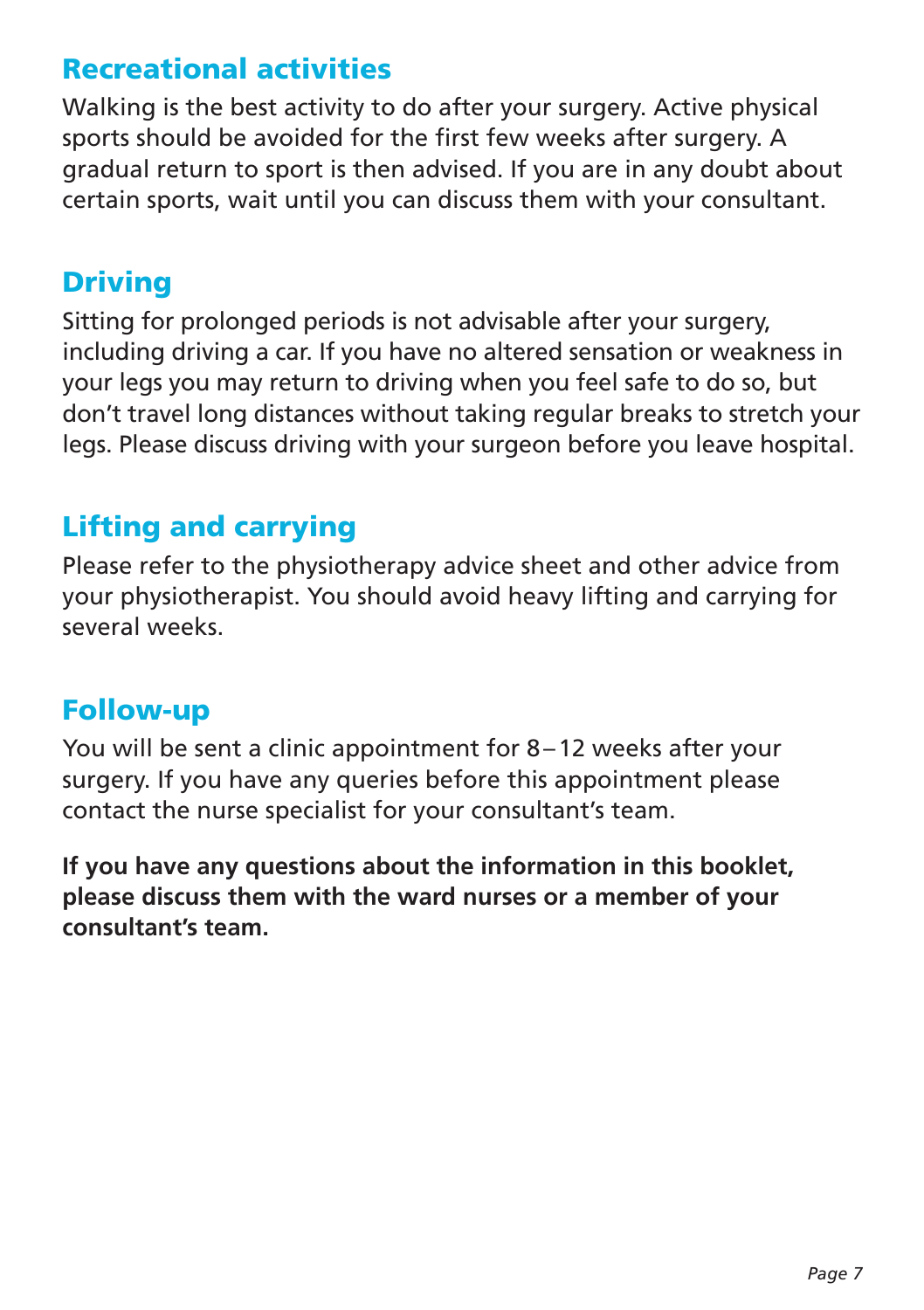## Recreational activities

Walking is the best activity to do after your surgery. Active physical sports should be avoided for the first few weeks after surgery. A gradual return to sport is then advised. If you are in any doubt about certain sports, wait until you can discuss them with your consultant.

## Driving

Sitting for prolonged periods is not advisable after your surgery, including driving a car. If you have no altered sensation or weakness in your legs you may return to driving when you feel safe to do so, but don't travel long distances without taking regular breaks to stretch your legs. Please discuss driving with your surgeon before you leave hospital.

## Lifting and carrying

Please refer to the physiotherapy advice sheet and other advice from your physiotherapist. You should avoid heavy lifting and carrying for several weeks.

## Follow-up

You will be sent a clinic appointment for 8 – 12 weeks after your surgery. If you have any queries before this appointment please contact the nurse specialist for your consultant's team.

**If you have any questions about the information in this booklet, please discuss them with the ward nurses or a member of your consultant's team.**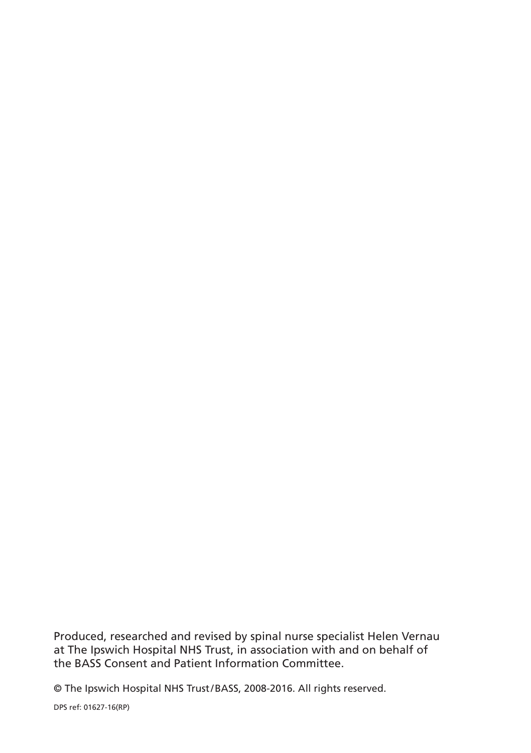Produced, researched and revised by spinal nurse specialist Helen Vernau at The Ipswich Hospital NHS Trust, in association with and on behalf of the BASS Consent and Patient Information Committee.

© The Ipswich Hospital NHS Trust/BASS, 2008-2016. All rights reserved.

DPS ref: 01627-16(RP)